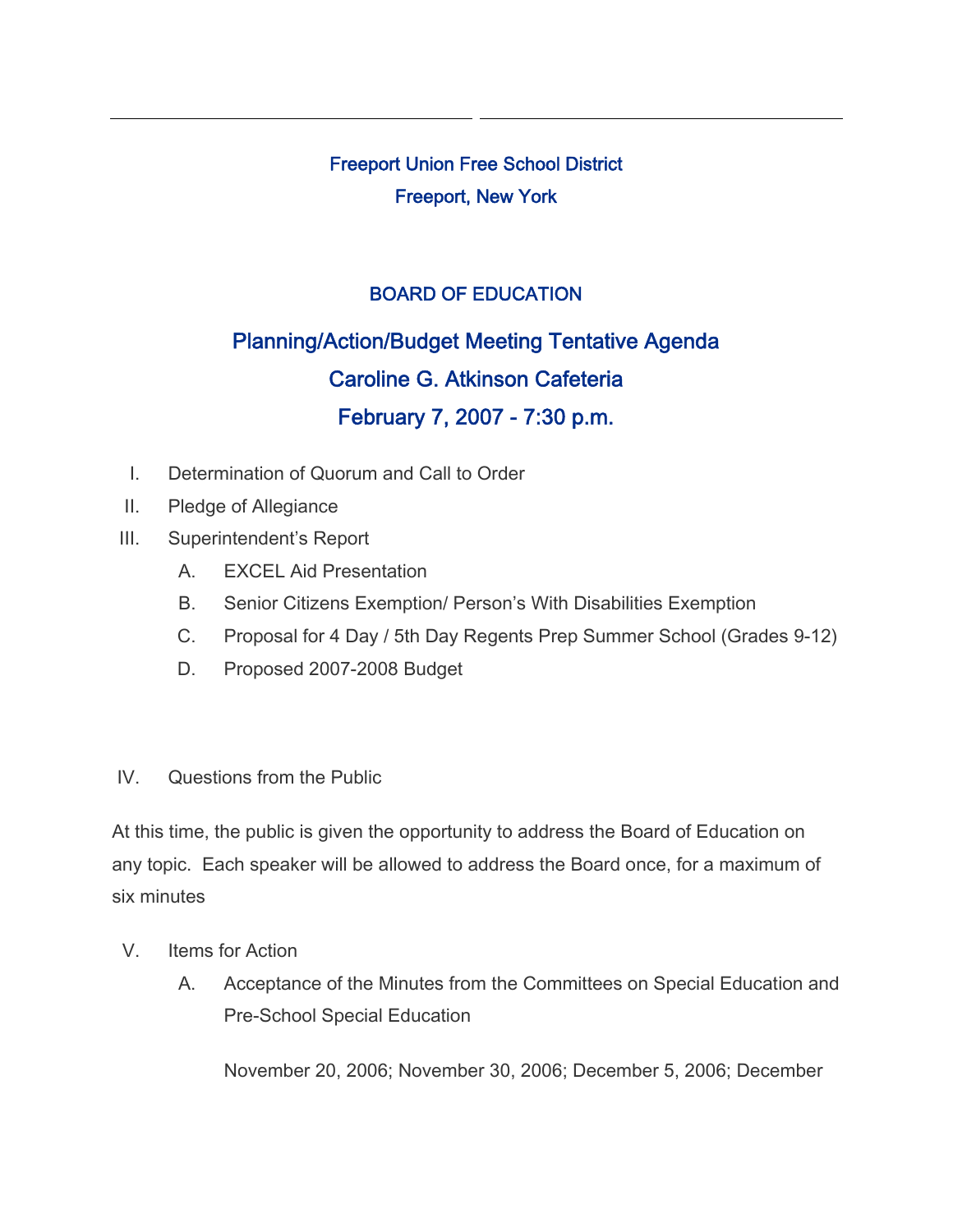Freeport Union Free School District

Freeport, New York

BOARD OF EDUCATION

## Planning/Action/Budget Meeting Tentative Agenda

## Caroline G. Atkinson Cafeteria

## February 7, 2007 - 7:30 p.m.

I. Determination of Quorum and Call to Order

II. Pledge of Allegiance

III. Superintendent's Report

   A. EXCEL Aid Presentation

   B. Senior Citizens Exemption/ Person's With Disabilities Exemption

   C. Proposal for 4 Day / 5th Day Regents Prep Summer School (Grades 9-12)

   D. Proposed 2007-2008 Budget

IV. Questions from the Public

At this time, the public is given the opportunity to address the Board of Education on any topic. Each speaker will be allowed to address the Board once, for a maximum of six minutes

V. Items for Action

   A. Acceptance of the Minutes from the Committees on Special Education and Pre-School Special Education

      November 20, 2006; November 30, 2006; December 5, 2006; December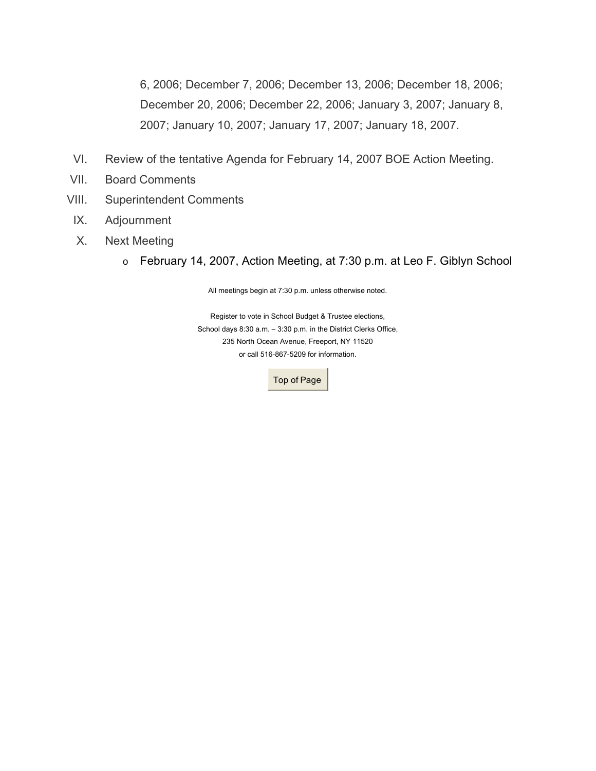6, 2006; December 7, 2006; December 13, 2006; December 18, 2006; December 20, 2006; December 22, 2006; January 3, 2007; January 8, 2007; January 10, 2007; January 17, 2007; January 18, 2007.

VI. Review of the tentative Agenda for February 14, 2007 BOE Action Meeting.

VII. Board Comments

VIII. Superintendent Comments

IX. Adjournment

X. Next Meeting

- February 14, 2007, Action Meeting, at 7:30 p.m. at Leo F. Giblyn School

All meetings begin at 7:30 p.m. unless otherwise noted.

Register to vote in School Budget & Trustee elections,
School days 8:30 a.m. – 3:30 p.m. in the District Clerks Office,
235 North Ocean Avenue, Freeport, NY 11520
or call 516-867-5209 for information.

Top of Page